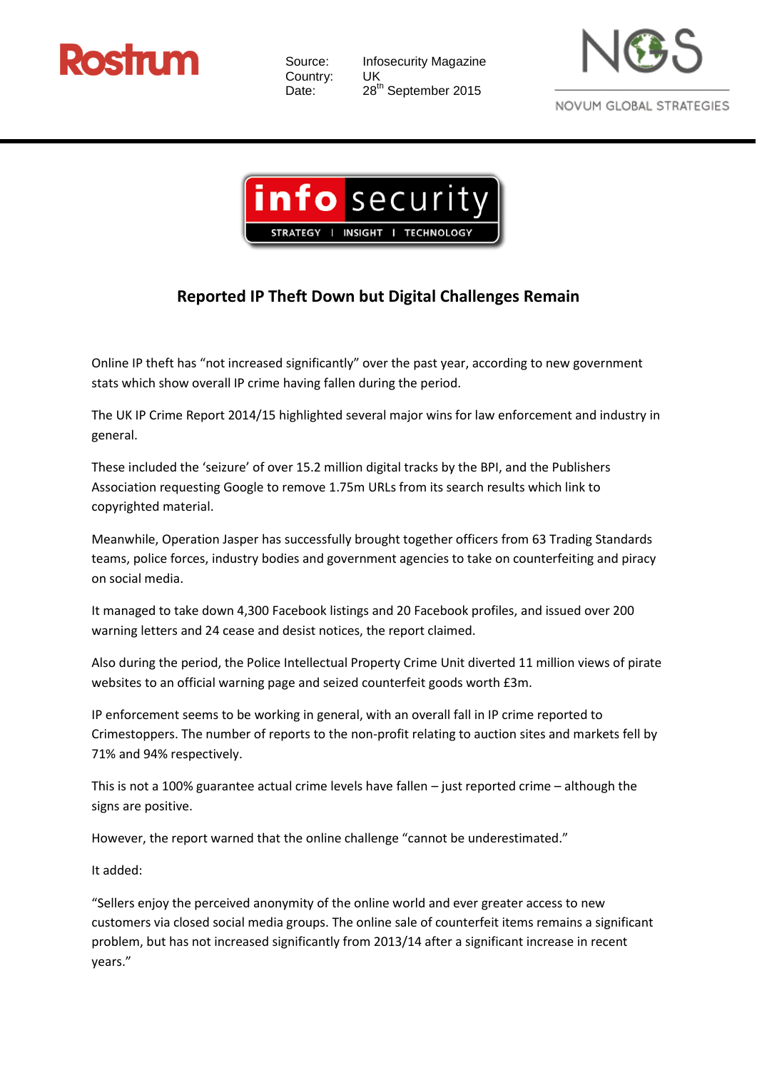Rostrum

Source: Infosecurity Magazine
Country: UK
Date: 28th September 2015

NOVUM GLOBAL STRATEGIES

info security
STRATEGY | INSIGHT | TECHNOLOGY

## Reported IP Theft Down but Digital Challenges Remain

Online IP theft has "not increased significantly" over the past year, according to new government stats which show overall IP crime having fallen during the period.

The UK IP Crime Report 2014/15 highlighted several major wins for law enforcement and industry in general.

These included the 'seizure' of over 15.2 million digital tracks by the BPI, and the Publishers Association requesting Google to remove 1.75m URLs from its search results which link to copyrighted material.

Meanwhile, Operation Jasper has successfully brought together officers from 63 Trading Standards teams, police forces, industry bodies and government agencies to take on counterfeiting and piracy on social media.

It managed to take down 4,300 Facebook listings and 20 Facebook profiles, and issued over 200 warning letters and 24 cease and desist notices, the report claimed.

Also during the period, the Police Intellectual Property Crime Unit diverted 11 million views of pirate websites to an official warning page and seized counterfeit goods worth £3m.

IP enforcement seems to be working in general, with an overall fall in IP crime reported to Crimestoppers. The number of reports to the non-profit relating to auction sites and markets fell by 71% and 94% respectively.

This is not a 100% guarantee actual crime levels have fallen – just reported crime – although the signs are positive.

However, the report warned that the online challenge "cannot be underestimated."

It added:

"Sellers enjoy the perceived anonymity of the online world and ever greater access to new customers via closed social media groups. The online sale of counterfeit items remains a significant problem, but has not increased significantly from 2013/14 after a significant increase in recent years."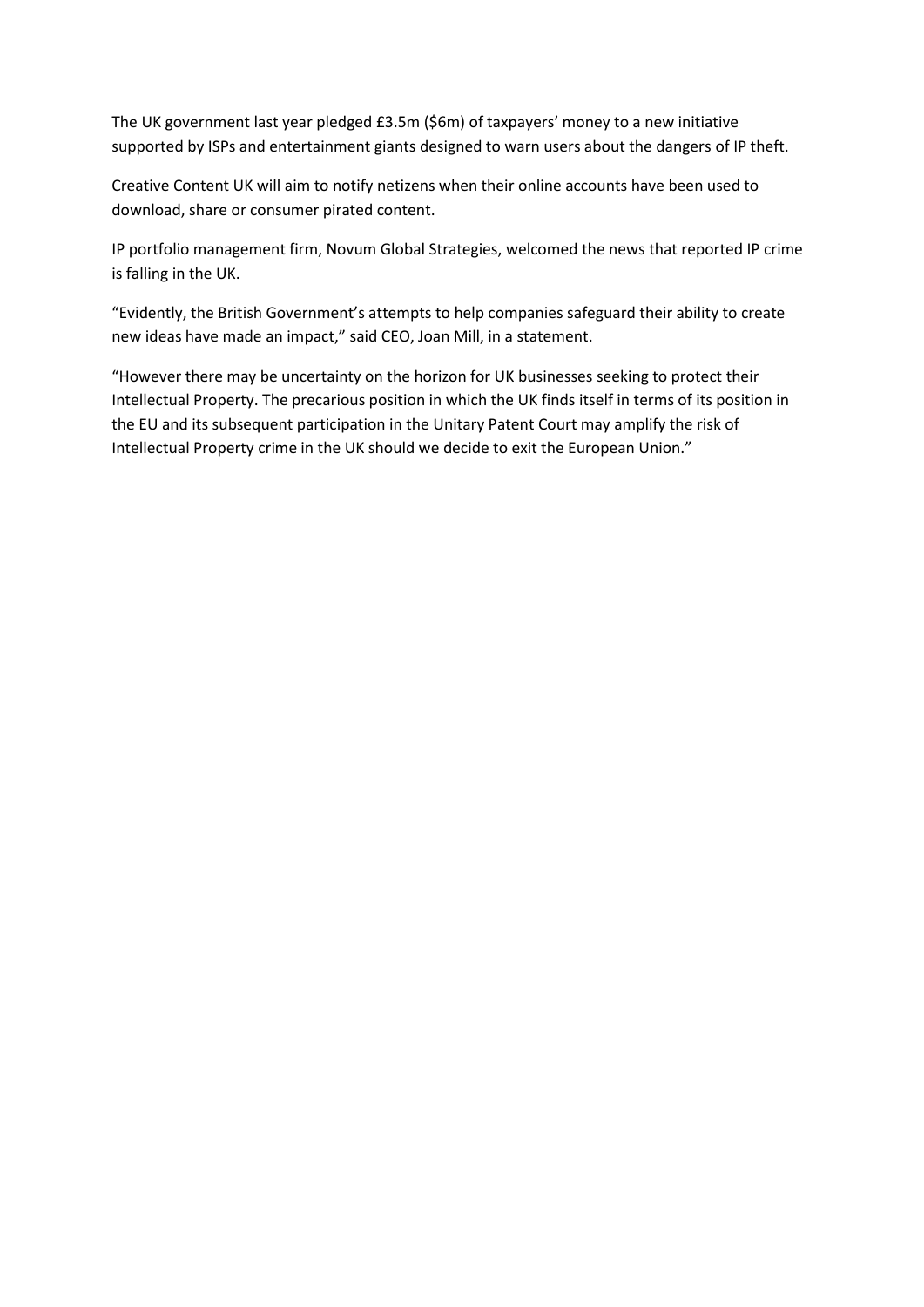The UK government last year pledged £3.5m ($6m) of taxpayers' money to a new initiative supported by ISPs and entertainment giants designed to warn users about the dangers of IP theft.

Creative Content UK will aim to notify netizens when their online accounts have been used to download, share or consumer pirated content.

IP portfolio management firm, Novum Global Strategies, welcomed the news that reported IP crime is falling in the UK.

"Evidently, the British Government's attempts to help companies safeguard their ability to create new ideas have made an impact," said CEO, Joan Mill, in a statement.

"However there may be uncertainty on the horizon for UK businesses seeking to protect their Intellectual Property. The precarious position in which the UK finds itself in terms of its position in the EU and its subsequent participation in the Unitary Patent Court may amplify the risk of Intellectual Property crime in the UK should we decide to exit the European Union."